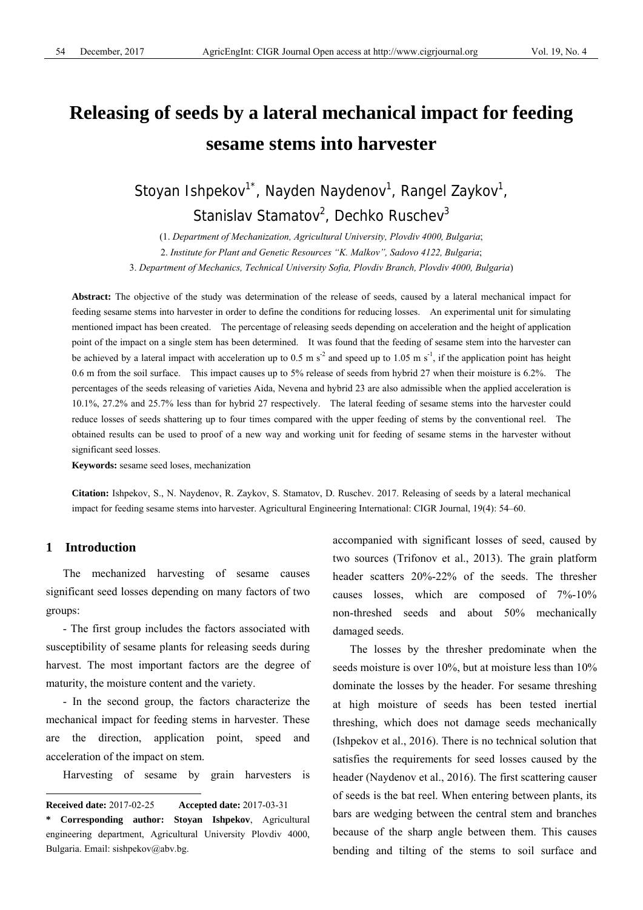# Releasing of seeds by a lateral mechanical impact for feeding sesame stems into harvester

Stoyan Ishpekov[1*], Nayden Naydenov[1], Rangel Zaykov[1], Stanislav Stamatov[2], Dechko Ruschev[3]

(1. *Department of Mechanization, Agricultural University, Plovdiv 4000, Bulgaria*;
2. *Institute for Plant and Genetic Resources "K. Malkov", Sadovo 4122, Bulgaria*;
3. *Department of Mechanics, Technical University Sofia, Plovdiv Branch, Plovdiv 4000, Bulgaria*)

**Abstract:** The objective of the study was determination of the release of seeds, caused by a lateral mechanical impact for feeding sesame stems into harvester in order to define the conditions for reducing losses. An experimental unit for simulating mentioned impact has been created. The percentage of releasing seeds depending on acceleration and the height of application point of the impact on a single stem has been determined. It was found that the feeding of sesame stem into the harvester can be achieved by a lateral impact with acceleration up to 0.5 m s$^{-2}$ and speed up to 1.05 m s$^{-1}$, if the application point has height 0.6 m from the soil surface. This impact causes up to 5% release of seeds from hybrid 27 when their moisture is 6.2%. The percentages of the seeds releasing of varieties Aida, Nevena and hybrid 23 are also admissible when the applied acceleration is 10.1%, 27.2% and 25.7% less than for hybrid 27 respectively. The lateral feeding of sesame stems into the harvester could reduce losses of seeds shattering up to four times compared with the upper feeding of stems by the conventional reel. The obtained results can be used to proof of a new way and working unit for feeding of sesame stems in the harvester without significant seed losses.

**Keywords:** sesame seed loses, mechanization

**Citation:** Ishpekov, S., N. Naydenov, R. Zaykov, S. Stamatov, D. Ruschev. 2017. Releasing of seeds by a lateral mechanical impact for feeding sesame stems into harvester. Agricultural Engineering International: CIGR Journal, 19(4): 54–60.

## 1 Introduction

The mechanized harvesting of sesame causes significant seed losses depending on many factors of two groups:

- The first group includes the factors associated with susceptibility of sesame plants for releasing seeds during harvest. The most important factors are the degree of maturity, the moisture content and the variety.

- In the second group, the factors characterize the mechanical impact for feeding stems in harvester. These are the direction, application point, speed and acceleration of the impact on stem.

Harvesting of sesame by grain harvesters is accompanied with significant losses of seed, caused by two sources (Trifonov et al., 2013). The grain platform header scatters 20%-22% of the seeds. The thresher causes losses, which are composed of 7%-10% non-threshed seeds and about 50% mechanically damaged seeds.

The losses by the thresher predominate when the seeds moisture is over 10%, but at moisture less than 10% dominate the losses by the header. For sesame threshing at high moisture of seeds has been tested inertial threshing, which does not damage seeds mechanically (Ishpekov et al., 2016). There is no technical solution that satisfies the requirements for seed losses caused by the header (Naydenov et al., 2016). The first scattering causer of seeds is the bat reel. When entering between plants, its bars are wedging between the central stem and branches because of the sharp angle between them. This causes bending and tilting of the stems to soil surface and

**Received date:** 2017-02-25 **Accepted date:** 2017-03-31

**\* Corresponding author: Stoyan Ishpekov**, Agricultural engineering department, Agricultural University Plovdiv 4000, Bulgaria. Email: sishpekov@abv.bg.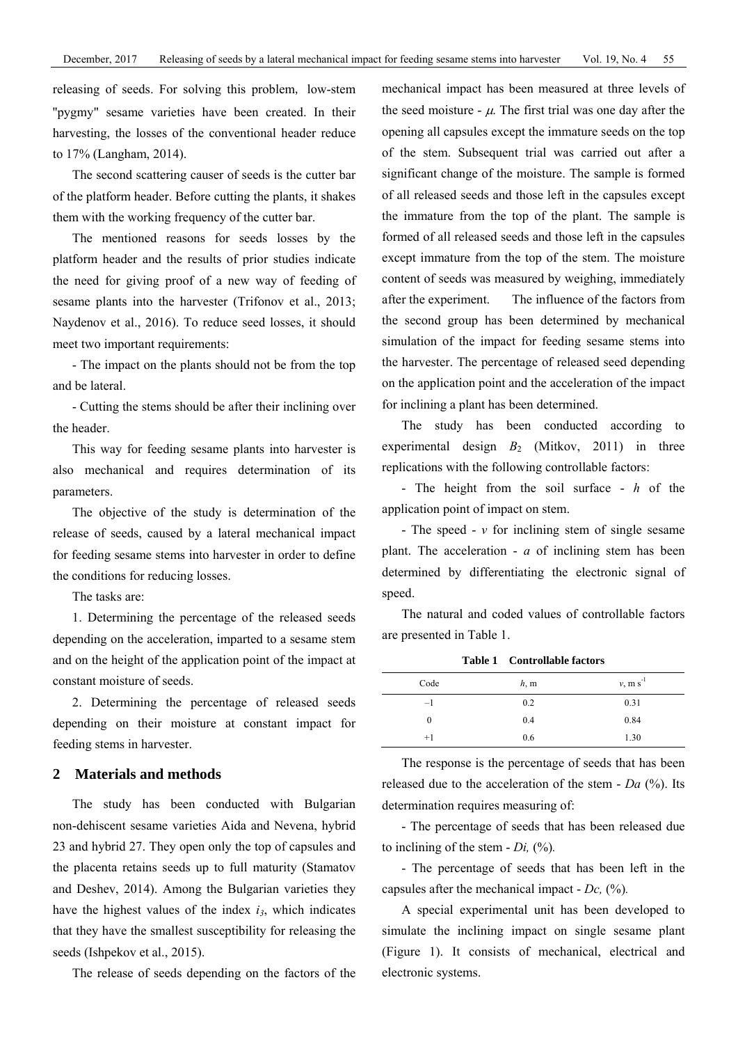releasing of seeds. For solving this problem, low-stem "pygmy" sesame varieties have been created. In their harvesting, the losses of the conventional header reduce to 17% (Langham, 2014).

The second scattering causer of seeds is the cutter bar of the platform header. Before cutting the plants, it shakes them with the working frequency of the cutter bar.

The mentioned reasons for seeds losses by the platform header and the results of prior studies indicate the need for giving proof of a new way of feeding of sesame plants into the harvester (Trifonov et al., 2013; Naydenov et al., 2016). To reduce seed losses, it should meet two important requirements:

- The impact on the plants should not be from the top and be lateral.

- Cutting the stems should be after their inclining over the header.

This way for feeding sesame plants into harvester is also mechanical and requires determination of its parameters.

The objective of the study is determination of the release of seeds, caused by a lateral mechanical impact for feeding sesame stems into harvester in order to define the conditions for reducing losses.

The tasks are:

1. Determining the percentage of the released seeds depending on the acceleration, imparted to a sesame stem and on the height of the application point of the impact at constant moisture of seeds.

2. Determining the percentage of released seeds depending on their moisture at constant impact for feeding stems in harvester.

## 2 Materials and methods

The study has been conducted with Bulgarian non-dehiscent sesame varieties Aida and Nevena, hybrid 23 and hybrid 27. They open only the top of capsules and the placenta retains seeds up to full maturity (Stamatov and Deshev, 2014). Among the Bulgarian varieties they have the highest values of the index $i_3$, which indicates that they have the smallest susceptibility for releasing the seeds (Ishpekov et al., 2015).

The release of seeds depending on the factors of the mechanical impact has been measured at three levels of the seed moisture - $\mu$. The first trial was one day after the opening all capsules except the immature seeds on the top of the stem. Subsequent trial was carried out after a significant change of the moisture. The sample is formed of all released seeds and those left in the capsules except the immature from the top of the plant. The sample is formed of all released seeds and those left in the capsules except immature from the top of the stem. The moisture content of seeds was measured by weighing, immediately after the experiment. The influence of the factors from the second group has been determined by mechanical simulation of the impact for feeding sesame stems into the harvester. The percentage of released seed depending on the application point and the acceleration of the impact for inclining a plant has been determined.

The study has been conducted according to experimental design $B_2$ (Mitkov, 2011) in three replications with the following controllable factors:

- The height from the soil surface - $h$ of the application point of impact on stem.

- The speed - $v$ for inclining stem of single sesame plant. The acceleration - $a$ of inclining stem has been determined by differentiating the electronic signal of speed.

The natural and coded values of controllable factors are presented in Table 1.

**Table 1 Controllable factors**

| Code | $h$, m | $v$, m s$^{-1}$ |
|---|---|---|
| –1 | 0.2 | 0.31 |
| 0 | 0.4 | 0.84 |
| +1 | 0.6 | 1.30 |

The response is the percentage of seeds that has been released due to the acceleration of the stem - $Da$ (%). Its determination requires measuring of:

- The percentage of seeds that has been released due to inclining of the stem - $Di$, (%).

- The percentage of seeds that has been left in the capsules after the mechanical impact - $Dc$, (%).

A special experimental unit has been developed to simulate the inclining impact on single sesame plant (Figure 1). It consists of mechanical, electrical and electronic systems.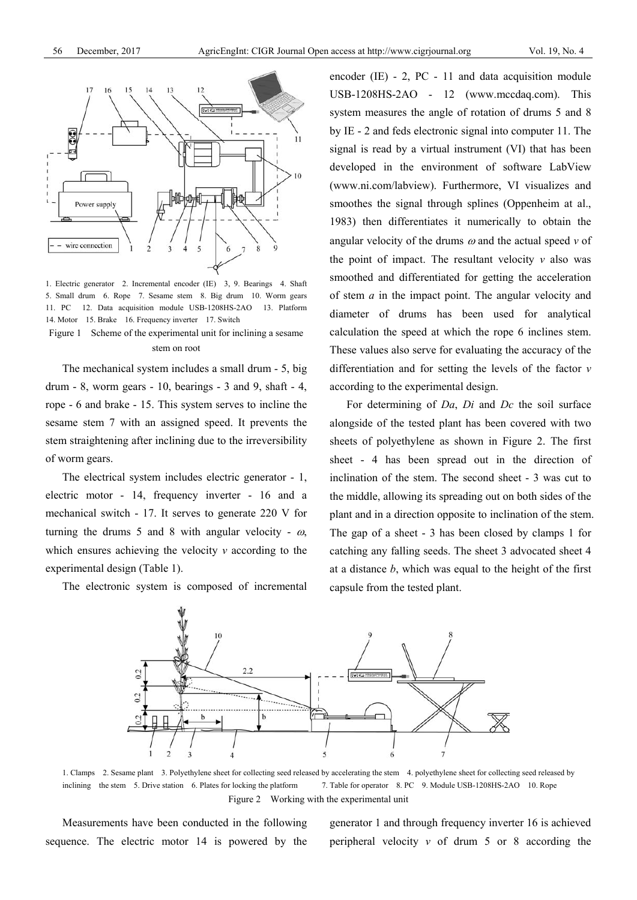1. Electric generator 2. Incremental encoder (IE) 3, 9. Bearings 4. Shaft 5. Small drum 6. Rope 7. Sesame stem 8. Big drum 10. Worm gears 11. PC 12. Data acquisition module USB-1208HS-2AO 13. Platform 14. Motor 15. Brake 16. Frequency inverter 17. Switch

Figure 1 Scheme of the experimental unit for inclining a sesame stem on root

The mechanical system includes a small drum - 5, big drum - 8, worm gears - 10, bearings - 3 and 9, shaft - 4, rope - 6 and brake - 15. This system serves to incline the sesame stem 7 with an assigned speed. It prevents the stem straightening after inclining due to the irreversibility of worm gears.

The electrical system includes electric generator - 1, electric motor - 14, frequency inverter - 16 and a mechanical switch - 17. It serves to generate 220 V for turning the drums 5 and 8 with angular velocity - $\omega$, which ensures achieving the velocity $v$ according to the experimental design (Table 1).

The electronic system is composed of incremental encoder (IE) - 2, PC - 11 and data acquisition module USB-1208HS-2AO - 12 (www.mccdaq.com). This system measures the angle of rotation of drums 5 and 8 by IE - 2 and feds electronic signal into computer 11. The signal is read by a virtual instrument (VI) that has been developed in the environment of software LabView (www.ni.com/labview). Furthermore, VI visualizes and smoothes the signal through splines (Oppenheim at al., 1983) then differentiates it numerically to obtain the angular velocity of the drums $\omega$ and the actual speed $v$ of the point of impact. The resultant velocity $v$ also was smoothed and differentiated for getting the acceleration of stem $a$ in the impact point. The angular velocity and diameter of drums has been used for analytical calculation the speed at which the rope 6 inclines stem. These values also serve for evaluating the accuracy of the differentiation and for setting the levels of the factor $v$ according to the experimental design.

For determining of $Da$, $Di$ and $Dc$ the soil surface alongside of the tested plant has been covered with two sheets of polyethylene as shown in Figure 2. The first sheet - 4 has been spread out in the direction of inclination of the stem. The second sheet - 3 was cut to the middle, allowing its spreading out on both sides of the plant and in a direction opposite to inclination of the stem. The gap of a sheet - 3 has been closed by clamps 1 for catching any falling seeds. The sheet 3 advocated sheet 4 at a distance $b$, which was equal to the height of the first capsule from the tested plant.

1. Clamps 2. Sesame plant 3. Polyethylene sheet for collecting seed released by accelerating the stem 4. polyethylene sheet for collecting seed released by inclining the stem 5. Drive station 6. Plates for locking the platform 7. Table for operator 8. PC 9. Module USB-1208HS-2AO 10. Rope

Figure 2 Working with the experimental unit

Measurements have been conducted in the following sequence. The electric motor 14 is powered by the generator 1 and through frequency inverter 16 is achieved peripheral velocity $v$ of drum 5 or 8 according the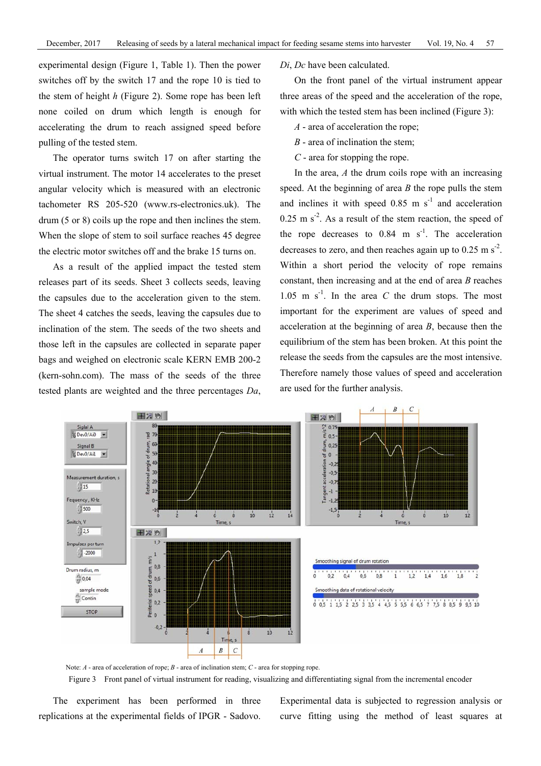experimental design (Figure 1, Table 1). Then the power switches off by the switch 17 and the rope 10 is tied to the stem of height *h* (Figure 2). Some rope has been left none coiled on drum which length is enough for accelerating the drum to reach assigned speed before pulling of the tested stem.

The operator turns switch 17 on after starting the virtual instrument. The motor 14 accelerates to the preset angular velocity which is measured with an electronic tachometer RS 205-520 (www.rs-electronics.uk). The drum (5 or 8) coils up the rope and then inclines the stem. When the slope of stem to soil surface reaches 45 degree the electric motor switches off and the brake 15 turns on.

As a result of the applied impact the tested stem releases part of its seeds. Sheet 3 collects seeds, leaving the capsules due to the acceleration given to the stem. The sheet 4 catches the seeds, leaving the capsules due to inclination of the stem. The seeds of the two sheets and those left in the capsules are collected in separate paper bags and weighed on electronic scale KERN EMB 200-2 (kern-sohn.com). The mass of the seeds of the three tested plants are weighted and the three percentages *Da*, *Di*, *Dc* have been calculated.

On the front panel of the virtual instrument appear three areas of the speed and the acceleration of the rope, with which the tested stem has been inclined (Figure 3):

*A* - area of acceleration the rope;

*B* - area of inclination the stem;

*C* - area for stopping the rope.

In the area, *A* the drum coils rope with an increasing speed. At the beginning of area *B* the rope pulls the stem and inclines it with speed 0.85 m $s^{-1}$ and acceleration 0.25 m $s^{-2}$. As a result of the stem reaction, the speed of the rope decreases to 0.84 m $s^{-1}$. The acceleration decreases to zero, and then reaches again up to 0.25 m $s^{-2}$. Within a short period the velocity of rope remains constant, then increasing and at the end of area *B* reaches 1.05 m $s^{-1}$. In the area *C* the drum stops. The most important for the experiment are values of speed and acceleration at the beginning of area *B*, because then the equilibrium of the stem has been broken. At this point the release the seeds from the capsules are the most intensive. Therefore namely those values of speed and acceleration are used for the further analysis.

Note: *A* - area of acceleration of rope; *B* - area of inclination stem; *C* - area for stopping rope.

Figure 3 Front panel of virtual instrument for reading, visualizing and differentiating signal from the incremental encoder

The experiment has been performed in three replications at the experimental fields of IPGR - Sadovo. Experimental data is subjected to regression analysis or curve fitting using the method of least squares at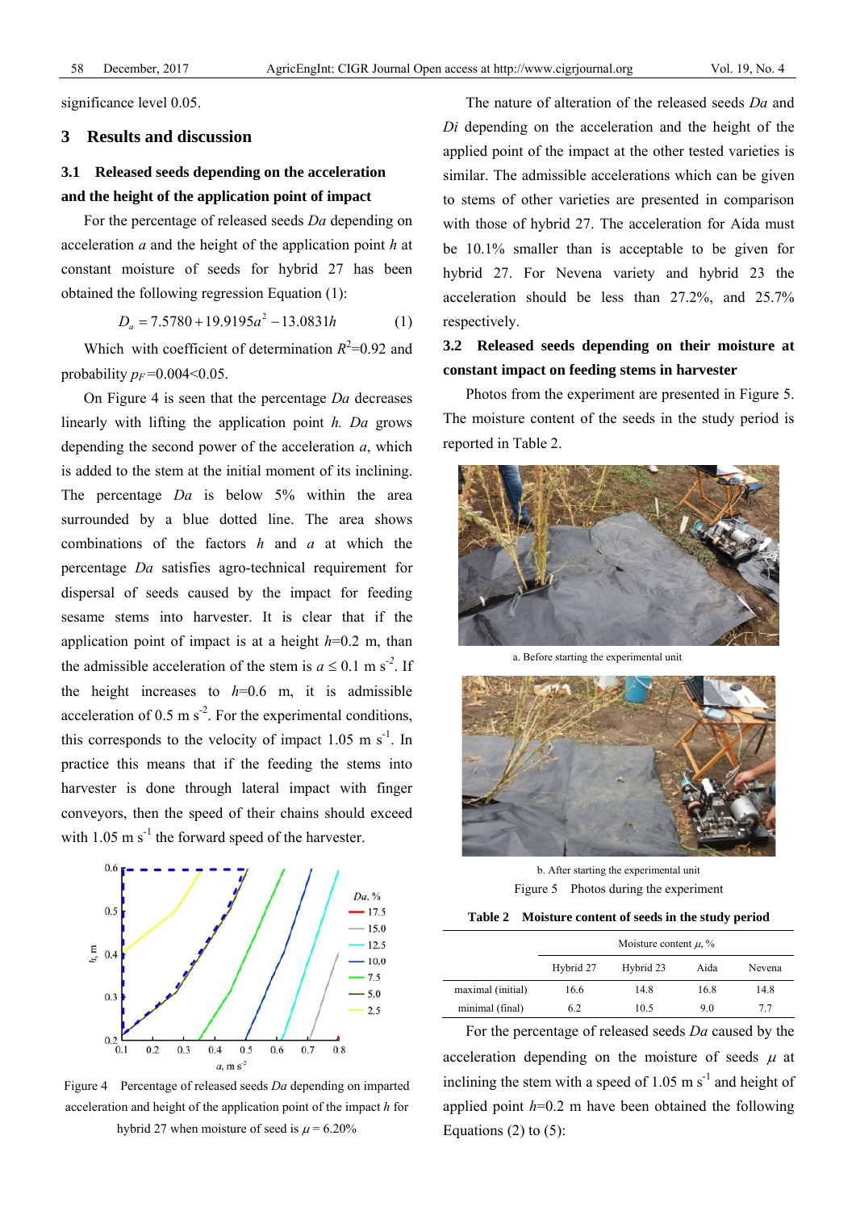significance level 0.05.

## 3 Results and discussion

### 3.1 Released seeds depending on the acceleration and the height of the application point of impact

For the percentage of released seeds *Da* depending on acceleration *a* and the height of the application point *h* at constant moisture of seeds for hybrid 27 has been obtained the following regression Equation (1):

$$D_a = 7.5780 + 19.9195a^2 - 13.0831h \tag{1}$$

Which with coefficient of determination $R^2$=0.92 and probability $p_F$=0.004<0.05.

On Figure 4 is seen that the percentage *Da* decreases linearly with lifting the application point *h*. *Da* grows depending the second power of the acceleration *a*, which is added to the stem at the initial moment of its inclining. The percentage *Da* is below 5% within the area surrounded by a blue dotted line. The area shows combinations of the factors *h* and *a* at which the percentage *Da* satisfies agro-technical requirement for dispersal of seeds caused by the impact for feeding sesame stems into harvester. It is clear that if the application point of impact is at a height *h*=0.2 m, than the admissible acceleration of the stem is $a \leq 0.1$ m s$^{-2}$. If the height increases to *h*=0.6 m, it is admissible acceleration of 0.5 m s$^{-2}$. For the experimental conditions, this corresponds to the velocity of impact 1.05 m s$^{-1}$. In practice this means that if the feeding the stems into harvester is done through lateral impact with finger conveyors, then the speed of their chains should exceed with 1.05 m s$^{-1}$ the forward speed of the harvester.

Figure 4 Percentage of released seeds *Da* depending on imparted acceleration and height of the application point of the impact *h* for hybrid 27 when moisture of seed is $\mu$ = 6.20%

The nature of alteration of the released seeds *Da* and *Di* depending on the acceleration and the height of the applied point of the impact at the other tested varieties is similar. The admissible accelerations which can be given to stems of other varieties are presented in comparison with those of hybrid 27. The acceleration for Aida must be 10.1% smaller than is acceptable to be given for hybrid 27. For Nevena variety and hybrid 23 the acceleration should be less than 27.2%, and 25.7% respectively.

### 3.2 Released seeds depending on their moisture at constant impact on feeding stems in harvester

Photos from the experiment are presented in Figure 5. The moisture content of the seeds in the study period is reported in Table 2.

a. Before starting the experimental unit

b. After starting the experimental unit

Figure 5 Photos during the experiment

**Table 2 Moisture content of seeds in the study period**

| | Moisture content $\mu$, % | | | |
|---|---|---|---|---|
| | Hybrid 27 | Hybrid 23 | Aida | Nevena |
| maximal (initial) | 16.6 | 14.8 | 16.8 | 14.8 |
| minimal (final) | 6.2 | 10.5 | 9.0 | 7.7 |

For the percentage of released seeds *Da* caused by the acceleration depending on the moisture of seeds $\mu$ at inclining the stem with a speed of 1.05 m s$^{-1}$ and height of applied point *h*=0.2 m have been obtained the following Equations (2) to (5):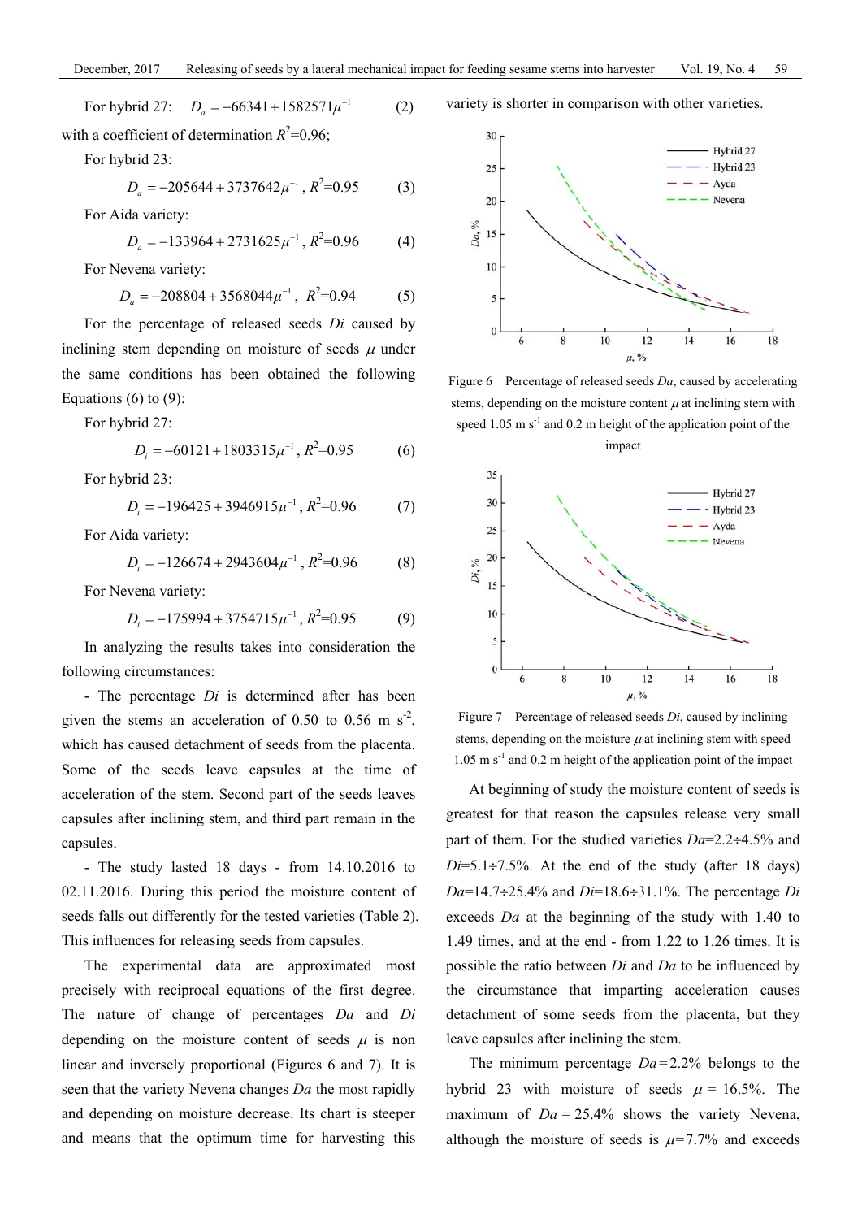For hybrid 27: $D_a = -66341 + 1582571\mu^{-1}$ (2)

with a coefficient of determination $R^2$=0.96;

For hybrid 23:

$$D_a = -205644 + 3737642\mu^{-1},\ R^2=0.95 \quad (3)$$

For Aida variety:

$$D_a = -133964 + 2731625\mu^{-1},\ R^2=0.96 \quad (4)$$

For Nevena variety:

$$D_a = -208804 + 3568044\mu^{-1},\ R^2=0.94 \quad (5)$$

For the percentage of released seeds *Di* caused by inclining stem depending on moisture of seeds $\mu$ under the same conditions has been obtained the following Equations (6) to (9):

For hybrid 27:

$$D_i = -60121 + 1803315\mu^{-1},\ R^2=0.95 \quad (6)$$

For hybrid 23:

$$D_i = -196425 + 3946915\mu^{-1},\ R^2=0.96 \quad (7)$$

For Aida variety:

$$D_i = -126674 + 2943604\mu^{-1},\ R^2=0.96 \quad (8)$$

For Nevena variety:

$$D_i = -175994 + 3754715\mu^{-1},\ R^2=0.95 \quad (9)$$

In analyzing the results takes into consideration the following circumstances:

- The percentage *Di* is determined after has been given the stems an acceleration of 0.50 to 0.56 m s$^{-2}$, which has caused detachment of seeds from the placenta. Some of the seeds leave capsules at the time of acceleration of the stem. Second part of the seeds leaves capsules after inclining stem, and third part remain in the capsules.

- The study lasted 18 days - from 14.10.2016 to 02.11.2016. During this period the moisture content of seeds falls out differently for the tested varieties (Table 2). This influences for releasing seeds from capsules.

The experimental data are approximated most precisely with reciprocal equations of the first degree. The nature of change of percentages *Da* and *Di* depending on the moisture content of seeds $\mu$ is non linear and inversely proportional (Figures 6 and 7). It is seen that the variety Nevena changes *Da* the most rapidly and depending on moisture decrease. Its chart is steeper and means that the optimum time for harvesting this variety is shorter in comparison with other varieties.

Figure 6 Percentage of released seeds *Da*, caused by accelerating stems, depending on the moisture content $\mu$ at inclining stem with speed 1.05 m s$^{-1}$ and 0.2 m height of the application point of the impact

Figure 7 Percentage of released seeds *Di*, caused by inclining stems, depending on the moisture $\mu$ at inclining stem with speed 1.05 m s$^{-1}$ and 0.2 m height of the application point of the impact

At beginning of study the moisture content of seeds is greatest for that reason the capsules release very small part of them. For the studied varieties *Da*=2.2÷4.5% and *Di*=5.1÷7.5%. At the end of the study (after 18 days) *Da*=14.7÷25.4% and *Di*=18.6÷31.1%. The percentage *Di* exceeds *Da* at the beginning of the study with 1.40 to 1.49 times, and at the end - from 1.22 to 1.26 times. It is possible the ratio between *Di* and *Da* to be influenced by the circumstance that imparting acceleration causes detachment of some seeds from the placenta, but they leave capsules after inclining the stem.

The minimum percentage *Da* = 2.2% belongs to the hybrid 23 with moisture of seeds $\mu$ = 16.5%. The maximum of *Da* = 25.4% shows the variety Nevena, although the moisture of seeds is $\mu$=7.7% and exceeds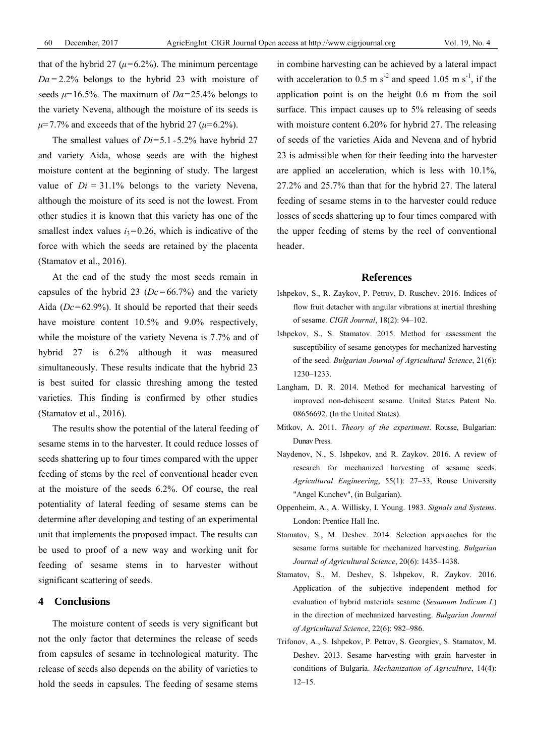that of the hybrid 27 ($\mu$=6.2%). The minimum percentage $Da$ = 2.2% belongs to the hybrid 23 with moisture of seeds $\mu$=16.5%. The maximum of $Da$=25.4% belongs to the variety Nevena, although the moisture of its seeds is $\mu$=7.7% and exceeds that of the hybrid 27 ($\mu$=6.2%).

The smallest values of $Di$=5.1÷5.2% have hybrid 27 and variety Aida, whose seeds are with the highest moisture content at the beginning of study. The largest value of $Di$ = 31.1% belongs to the variety Nevena, although the moisture of its seed is not the lowest. From other studies it is known that this variety has one of the smallest index values $i_3$=0.26, which is indicative of the force with which the seeds are retained by the placenta (Stamatov et al., 2016).

At the end of the study the most seeds remain in capsules of the hybrid 23 ($Dc$=66.7%) and the variety Aida ($Dc$=62.9%). It should be reported that their seeds have moisture content 10.5% and 9.0% respectively, while the moisture of the variety Nevena is 7.7% and of hybrid 27 is 6.2% although it was measured simultaneously. These results indicate that the hybrid 23 is best suited for classic threshing among the tested varieties. This finding is confirmed by other studies (Stamatov et al., 2016).

The results show the potential of the lateral feeding of sesame stems in to the harvester. It could reduce losses of seeds shattering up to four times compared with the upper feeding of stems by the reel of conventional header even at the moisture of the seeds 6.2%. Of course, the real potentiality of lateral feeding of sesame stems can be determine after developing and testing of an experimental unit that implements the proposed impact. The results can be used to proof of a new way and working unit for feeding of sesame stems in to harvester without significant scattering of seeds.

## 4 Conclusions

The moisture content of seeds is very significant but not the only factor that determines the release of seeds from capsules of sesame in technological maturity. The release of seeds also depends on the ability of varieties to hold the seeds in capsules. The feeding of sesame stems in combine harvesting can be achieved by a lateral impact with acceleration to 0.5 m $s^{-2}$ and speed 1.05 m $s^{-1}$, if the application point is on the height 0.6 m from the soil surface. This impact causes up to 5% releasing of seeds with moisture content 6.20% for hybrid 27. The releasing of seeds of the varieties Aida and Nevena and of hybrid 23 is admissible when for their feeding into the harvester are applied an acceleration, which is less with 10.1%, 27.2% and 25.7% than that for the hybrid 27. The lateral feeding of sesame stems in to the harvester could reduce losses of seeds shattering up to four times compared with the upper feeding of stems by the reel of conventional header.

## References

Ishpekov, S., R. Zaykov, P. Petrov, D. Ruschev. 2016. Indices of flow fruit detacher with angular vibrations at inertial threshing of sesame. *CIGR Journal*, 18(2): 94–102.

Ishpekov, S., S. Stamatov. 2015. Method for assessment the susceptibility of sesame genotypes for mechanized harvesting of the seed. *Bulgarian Journal of Agricultural Science*, 21(6): 1230–1233.

Langham, D. R. 2014. Method for mechanical harvesting of improved non-dehiscent sesame. United States Patent No. 08656692. (In the United States).

Mitkov, A. 2011. *Theory of the experiment*. Rousse, Bulgarian: Dunav Press.

Naydenov, N., S. Ishpekov, and R. Zaykov. 2016. A review of research for mechanized harvesting of sesame seeds. *Agricultural Engineering*, 55(1): 27–33, Rouse University "Angel Kunchev", (in Bulgarian).

Oppenheim, A., A. Willisky, I. Young. 1983. *Signals and Systems*. London: Prentice Hall Inc.

Stamatov, S., M. Deshev. 2014. Selection approaches for the sesame forms suitable for mechanized harvesting. *Bulgarian Journal of Agricultural Science*, 20(6): 1435–1438.

Stamatov, S., M. Deshev, S. Ishpekov, R. Zaykov. 2016. Application of the subjective independent method for evaluation of hybrid materials sesame (*Sesamum Indicum L*) in the direction of mechanized harvesting. *Bulgarian Journal of Agricultural Science*, 22(6): 982–986.

Trifonov, A., S. Ishpekov, P. Petrov, S. Georgiev, S. Stamatov, M. Deshev. 2013. Sesame harvesting with grain harvester in conditions of Bulgaria. *Mechanization of Agriculture*, 14(4): 12–15.